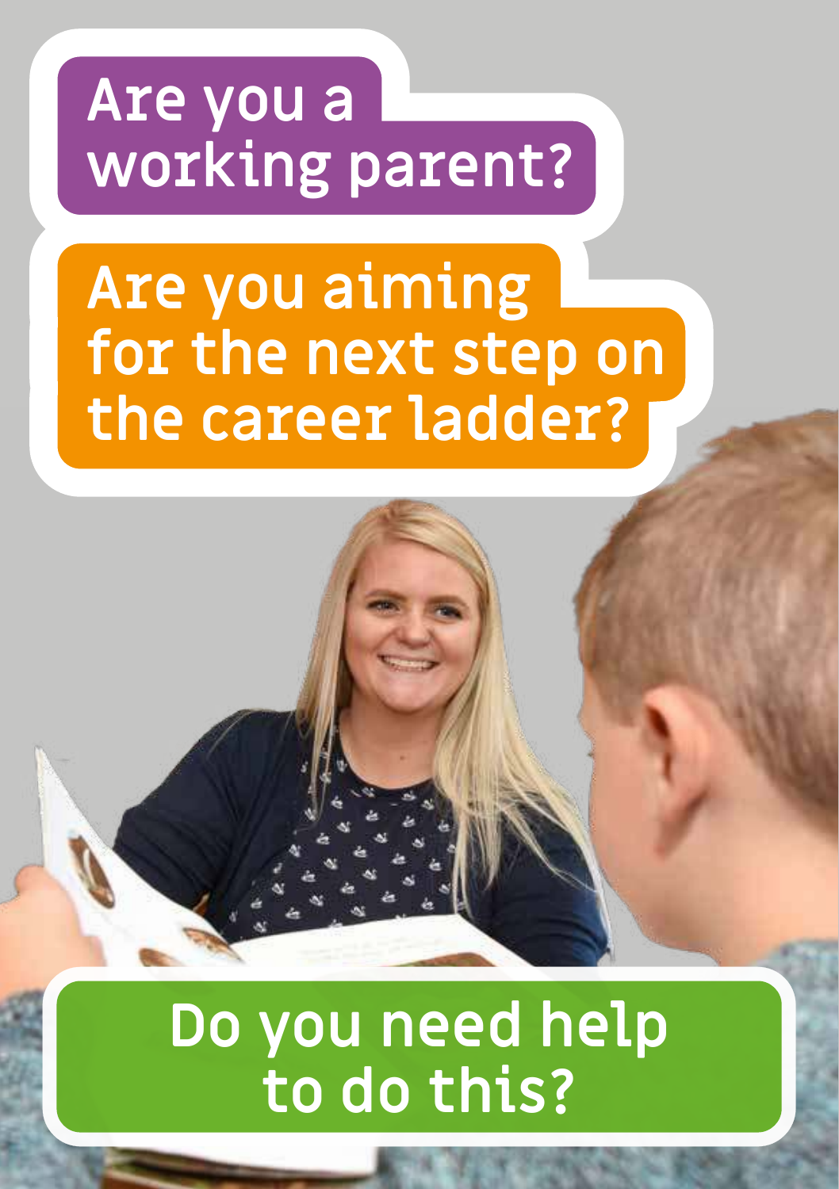# Are you a working parent?

# Are you aiming for the next step on the career ladder?

## Do you need help to do this?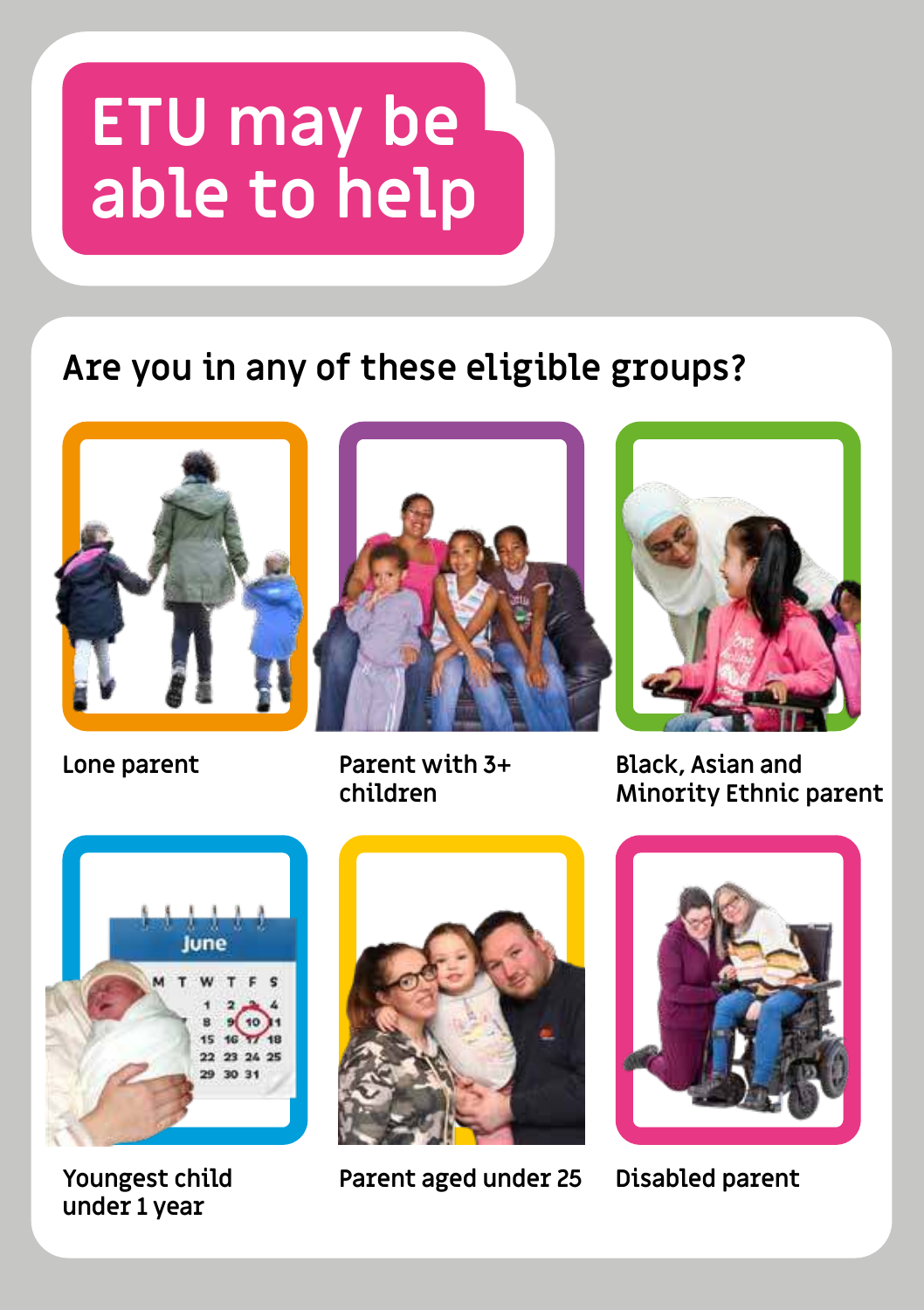# ETU may be able to help

## Are you in any of these eligible groups?

- Lone parent
- Parent with 3+ children
- Black, Asian and Minority Ethnic parent
- Youngest child under 1 year
- Parent aged under 25
- Disabled parent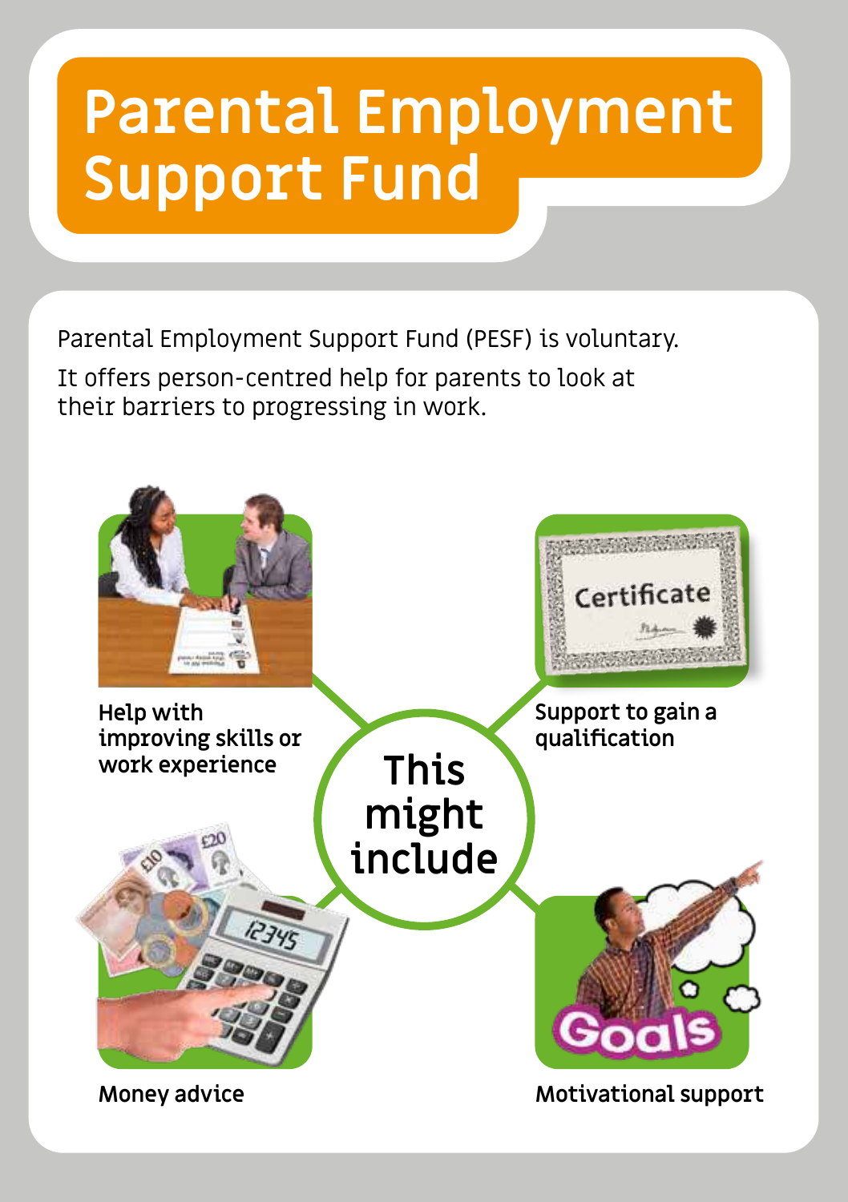# Parental Employment Support Fund

Parental Employment Support Fund (PESF) is voluntary.

It offers person-centred help for parents to look at their barriers to progressing in work.

**This might include**

- **Help with improving skills or work experience**
- **Support to gain a qualification**
- **Money advice**
- **Motivational support**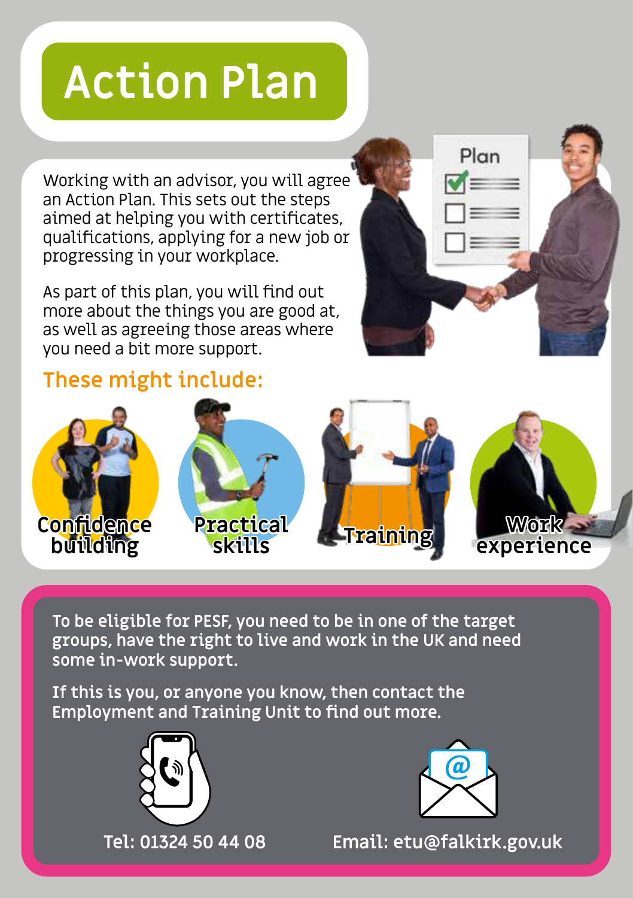# Action Plan

Working with an advisor, you will agree an Action Plan. This sets out the steps aimed at helping you with certificates, qualifications, applying for a new job or progressing in your workplace.

As part of this plan, you will find out more about the things you are good at, as well as agreeing those areas where you need a bit more support.

## These might include:

- Confidence building
- Practical skills
- Training
- Work experience

To be eligible for PESF, you need to be in one of the target groups, have the right to live and work in the UK and need some in-work support.

If this is you, or anyone you know, then contact the Employment and Training Unit to find out more.

Tel: 01324 50 44 08

Email: etu@falkirk.gov.uk